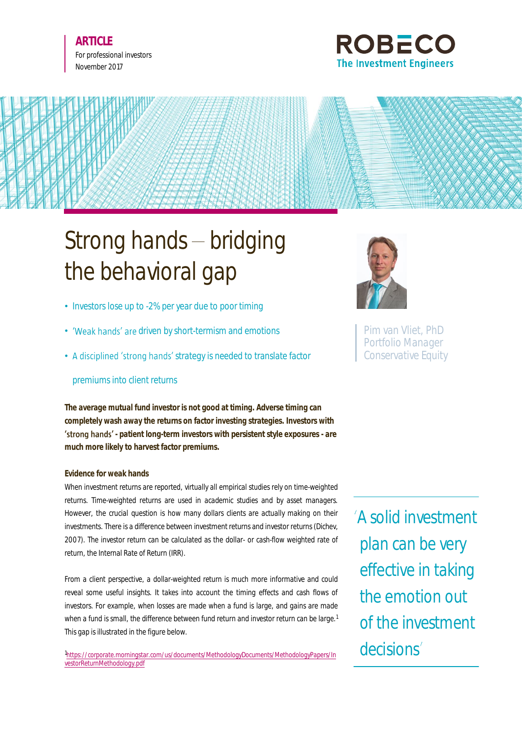**ARTICLE**
For professional investors
November 2017

# Strong hands – bridging the behavioral gap

- Investors lose up to -2% per year due to poor timing
- 'Weak hands' are driven by short-termism and emotions
- A disciplined 'strong hands' strategy is needed to translate factor premiums into client returns

Pim van Vliet, PhD
Portfolio Manager
Conservative Equity

**The average mutual fund investor is not good at timing. Adverse timing can completely wash away the returns on factor investing strategies. Investors with 'strong hands' - patient long-term investors with persistent style exposures - are much more likely to harvest factor premiums.**

### Evidence for weak hands

When investment returns are reported, virtually all empirical studies rely on time-weighted returns. Time-weighted returns are used in academic studies and by asset managers. However, the crucial question is how many dollars clients are actually making on their investments. There is a difference between investment returns and investor returns (Dichev, 2007). The investor return can be calculated as the dollar- or cash-flow weighted rate of return, the Internal Rate of Return (IRR).

From a client perspective, a dollar-weighted return is much more informative and could reveal some useful insights. It takes into account the timing effects and cash flows of investors. For example, when losses are made when a fund is large, and gains are made when a fund is small, the difference between fund return and investor return can be large.[1] This gap is illustrated in the figure below.

> 'A solid investment plan can be very effective in taking the emotion out of the investment decisions'

[1] https://corporate.morningstar.com/us/documents/MethodologyDocuments/MethodologyPapers/InvestorReturnMethodology.pdf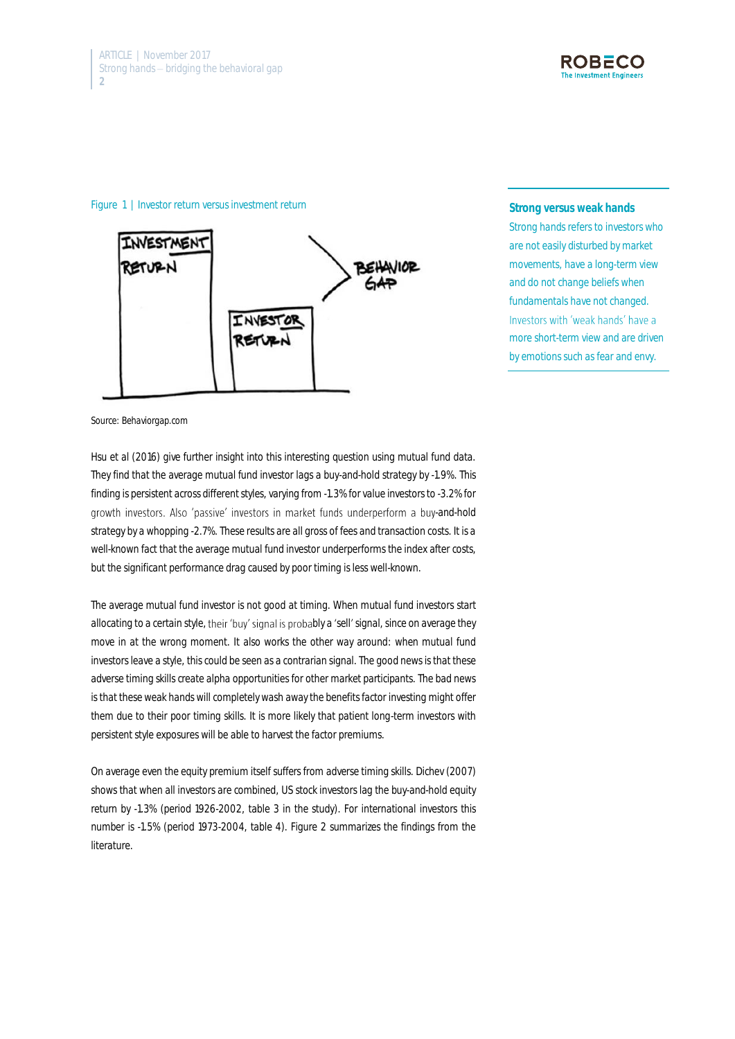Figure 1 | Investor return versus investment return

Source: Behaviorgap.com

Hsu et al (2016) give further insight into this interesting question using mutual fund data. They find that the average mutual fund investor lags a buy-and-hold strategy by -1.9%. This finding is persistent across different styles, varying from -1.3% for value investors to -3.2% for growth investors. Also 'passive' investors in market funds underperform a buy-and-hold strategy by a whopping -2.7%. These results are all gross of fees and transaction costs. It is a well-known fact that the average mutual fund investor underperforms the index after costs, but the significant performance drag caused by poor timing is less well-known.

The average mutual fund investor is not good at timing. When mutual fund investors start allocating to a certain style, their 'buy' signal is probably a 'sell' signal, since on average they move in at the wrong moment. It also works the other way around: when mutual fund investors leave a style, this could be seen as a contrarian signal. The good news is that these adverse timing skills create alpha opportunities for other market participants. The bad news is that these weak hands will completely wash away the benefits factor investing might offer them due to their poor timing skills. It is more likely that patient long-term investors with persistent style exposures will be able to harvest the factor premiums.

On average even the equity premium itself suffers from adverse timing skills. Dichev (2007) shows that when all investors are combined, US stock investors lag the buy-and-hold equity return by -1.3% (period 1926-2002, table 3 in the study). For international investors this number is -1.5% (period 1973-2004, table 4). Figure 2 summarizes the findings from the literature.

**Strong versus weak hands**

Strong hands refers to investors who are not easily disturbed by market movements, have a long-term view and do not change beliefs when fundamentals have not changed. Investors with 'weak hands' have a more short-term view and are driven by emotions such as fear and envy.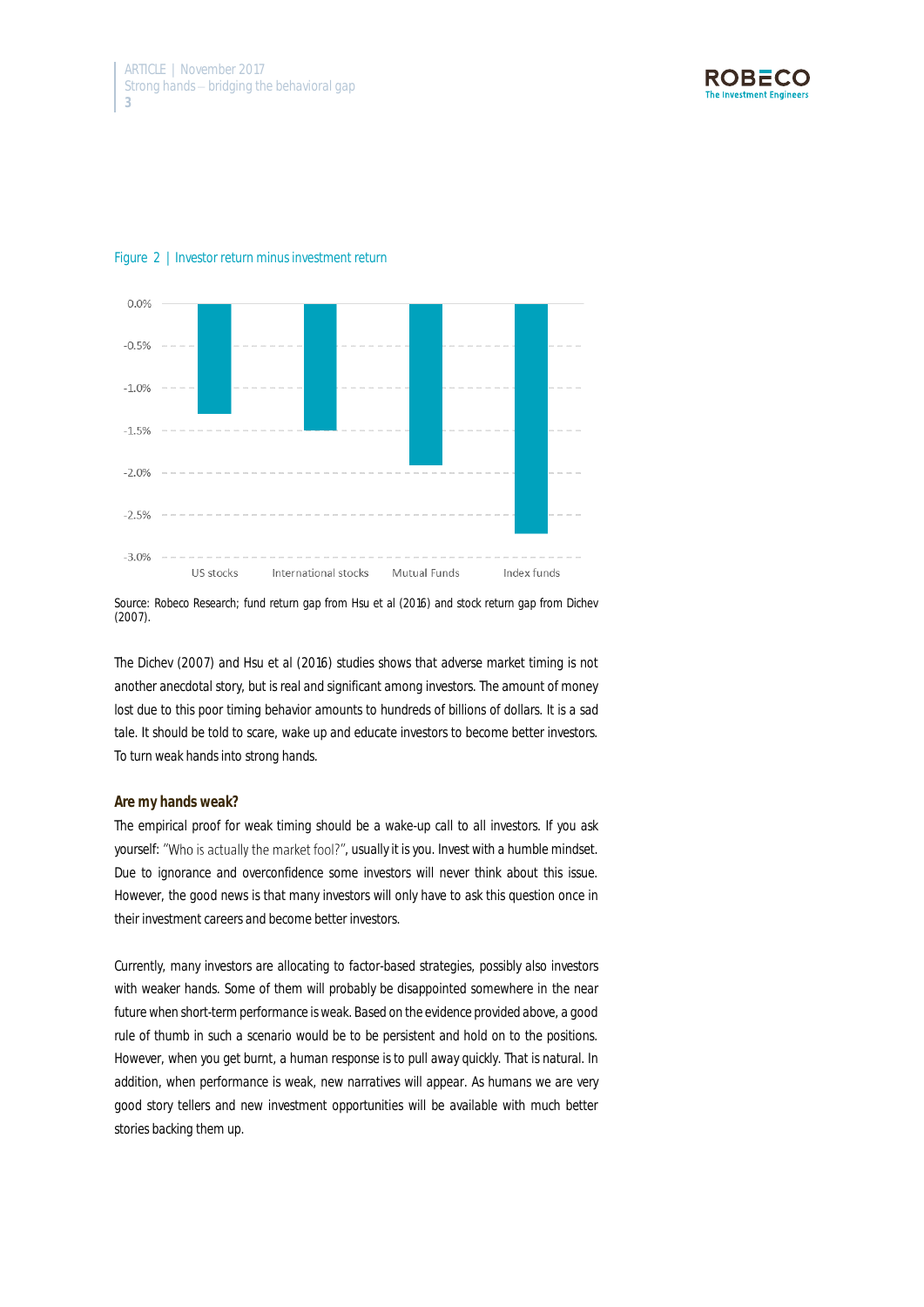Figure 2 | Investor return minus investment return

Source: Robeco Research; fund return gap from Hsu et al (2016) and stock return gap from Dichev (2007).

The Dichev (2007) and Hsu et al (2016) studies shows that adverse market timing is not another anecdotal story, but is real and significant among investors. The amount of money lost due to this poor timing behavior amounts to hundreds of billions of dollars. It is a sad tale. It should be told to scare, wake up and educate investors to become better investors. To turn weak hands into strong hands.

### Are my hands weak?

The empirical proof for weak timing should be a wake-up call to all investors. If you ask yourself: "Who is actually the market fool?", usually it is you. Invest with a humble mindset. Due to ignorance and overconfidence some investors will never think about this issue. However, the good news is that many investors will only have to ask this question once in their investment careers and become better investors.

Currently, many investors are allocating to factor-based strategies, possibly also investors with weaker hands. Some of them will probably be disappointed somewhere in the near future when short-term performance is weak. Based on the evidence provided above, a good rule of thumb in such a scenario would be to be persistent and hold on to the positions. However, when you get burnt, a human response is to pull away quickly. That is natural. In addition, when performance is weak, new narratives will appear. As humans we are very good story tellers and new investment opportunities will be available with much better stories backing them up.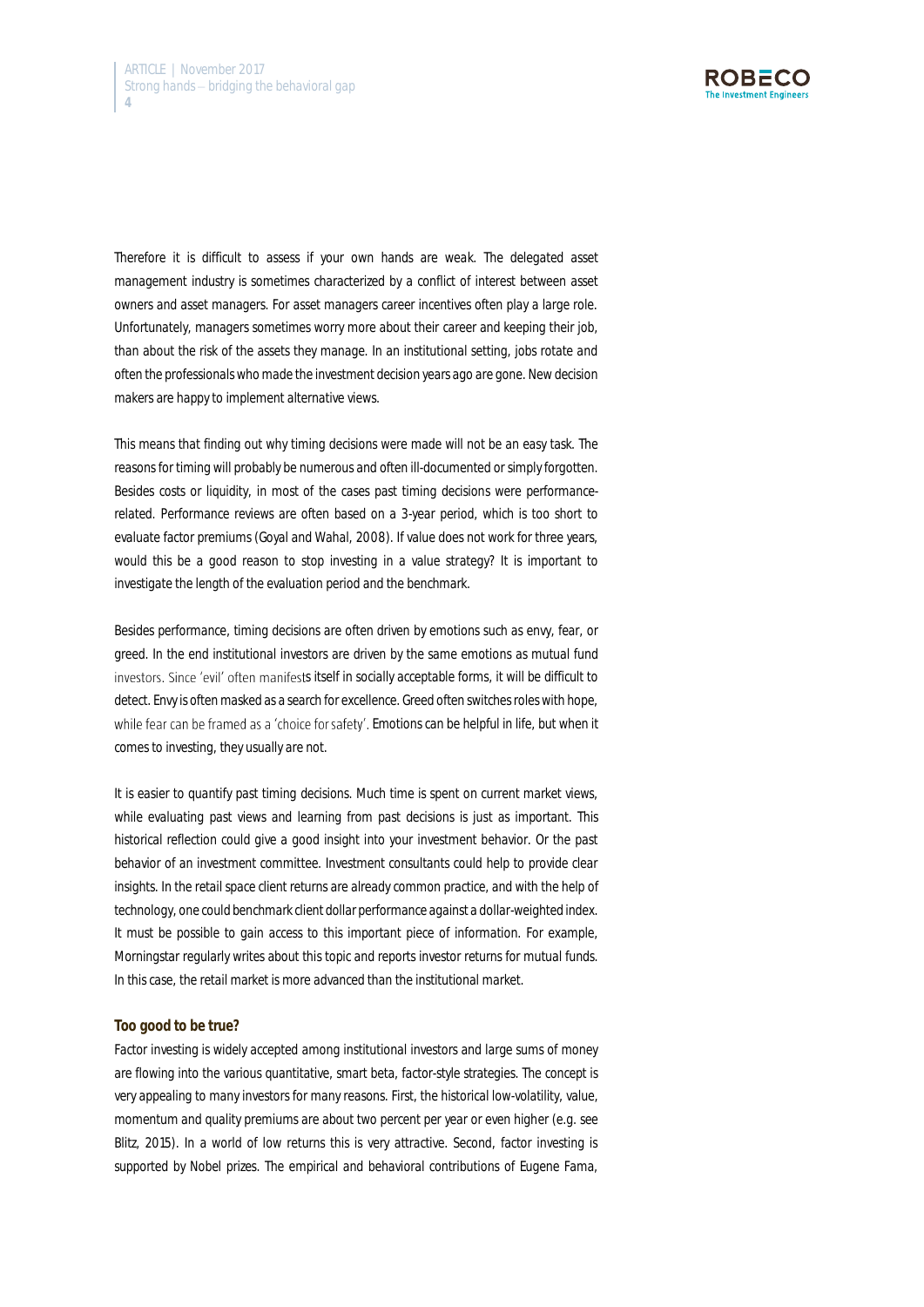Therefore it is difficult to assess if your own hands are weak. The delegated asset management industry is sometimes characterized by a conflict of interest between asset owners and asset managers. For asset managers career incentives often play a large role. Unfortunately, managers sometimes worry more about their career and keeping their job, than about the risk of the assets they manage. In an institutional setting, jobs rotate and often the professionals who made the investment decision years ago are gone. New decision makers are happy to implement alternative views.

This means that finding out why timing decisions were made will not be an easy task. The reasons for timing will probably be numerous and often ill-documented or simply forgotten. Besides costs or liquidity, in most of the cases past timing decisions were performance-related. Performance reviews are often based on a 3-year period, which is too short to evaluate factor premiums (Goyal and Wahal, 2008). If value does not work for three years, would this be a good reason to stop investing in a value strategy? It is important to investigate the length of the evaluation period and the benchmark.

Besides performance, timing decisions are often driven by emotions such as envy, fear, or greed. In the end institutional investors are driven by the same emotions as mutual fund investors. Since 'evil' often manifests itself in socially acceptable forms, it will be difficult to detect. Envy is often masked as a search for excellence. Greed often switches roles with hope, while fear can be framed as a 'choice for safety'. Emotions can be helpful in life, but when it comes to investing, they usually are not.

It is easier to quantify past timing decisions. Much time is spent on current market views, while evaluating past views and learning from past decisions is just as important. This historical reflection could give a good insight into your investment behavior. Or the past behavior of an investment committee. Investment consultants could help to provide clear insights. In the retail space client returns are already common practice, and with the help of technology, one could benchmark client dollar performance against a dollar-weighted index. It must be possible to gain access to this important piece of information. For example, Morningstar regularly writes about this topic and reports investor returns for mutual funds. In this case, the retail market is more advanced than the institutional market.

### Too good to be true?

Factor investing is widely accepted among institutional investors and large sums of money are flowing into the various quantitative, smart beta, factor-style strategies. The concept is very appealing to many investors for many reasons. First, the historical low-volatility, value, momentum and quality premiums are about two percent per year or even higher (e.g. see Blitz, 2015). In a world of low returns this is very attractive. Second, factor investing is supported by Nobel prizes. The empirical and behavioral contributions of Eugene Fama,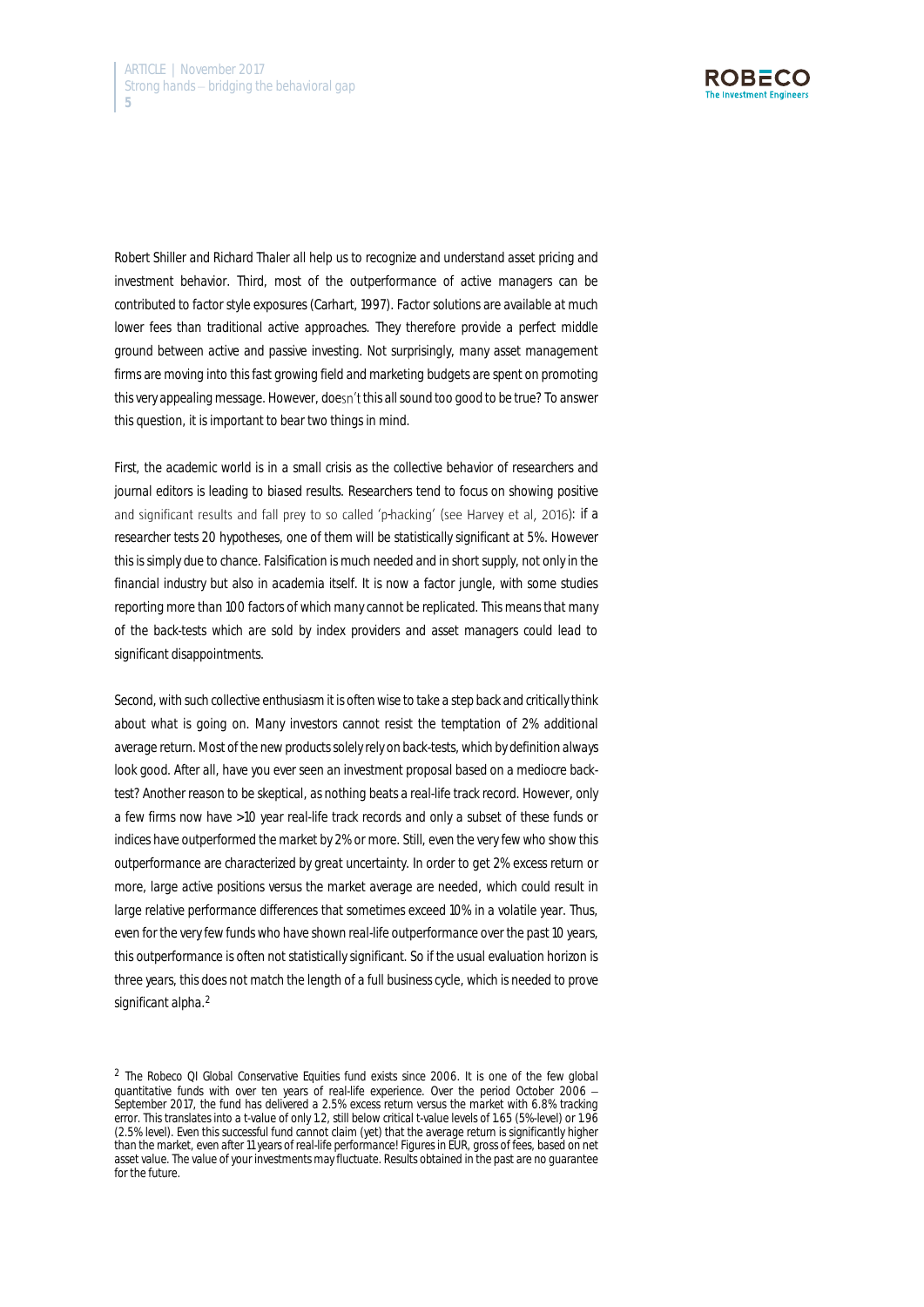Robert Shiller and Richard Thaler all help us to recognize and understand asset pricing and investment behavior. Third, most of the outperformance of active managers can be contributed to factor style exposures (Carhart, 1997). Factor solutions are available at much lower fees than traditional active approaches. They therefore provide a perfect middle ground between active and passive investing. Not surprisingly, many asset management firms are moving into this fast growing field and marketing budgets are spent on promoting this very appealing message. However, doesn't this all sound too good to be true? To answer this question, it is important to bear two things in mind.

First, the academic world is in a small crisis as the collective behavior of researchers and journal editors is leading to biased results. Researchers tend to focus on showing positive and significant results and fall prey to so called 'p-hacking' (see Harvey et al, 2016): if a researcher tests 20 hypotheses, one of them will be statistically significant at 5%. However this is simply due to chance. Falsification is much needed and in short supply, not only in the financial industry but also in academia itself. It is now a factor jungle, with some studies reporting more than 100 factors of which many cannot be replicated. This means that many of the back-tests which are sold by index providers and asset managers could lead to significant disappointments.

Second, with such collective enthusiasm it is often wise to take a step back and critically think about what is going on. Many investors cannot resist the temptation of 2% additional average return. Most of the new products solely rely on back-tests, which by definition always look good. After all, have you ever seen an investment proposal based on a mediocre back-test? Another reason to be skeptical, as nothing beats a real-life track record. However, only a few firms now have >10 year real-life track records and only a subset of these funds or indices have outperformed the market by 2% or more. Still, even the very few who show this outperformance are characterized by great uncertainty. In order to get 2% excess return or more, large active positions versus the market average are needed, which could result in large relative performance differences that sometimes exceed 10% in a volatile year. Thus, even for the very few funds who have shown real-life outperformance over the past 10 years, this outperformance is often not statistically significant. So if the usual evaluation horizon is three years, this does not match the length of a full business cycle, which is needed to prove significant alpha.[2]

[2] The Robeco QI Global Conservative Equities fund exists since 2006. It is one of the few global quantitative funds with over ten years of real-life experience. Over the period October 2006 – September 2017, the fund has delivered a 2.5% excess return versus the market with 6.8% tracking error. This translates into a t-value of only 1.2, still below critical t-value levels of 1.65 (5%-level) or 1.96 (2.5% level). Even this successful fund cannot claim (yet) that the average return is significantly higher than the market, even after 11 years of real-life performance! Figures in EUR, gross of fees, based on net asset value. The value of your investments may fluctuate. Results obtained in the past are no guarantee for the future.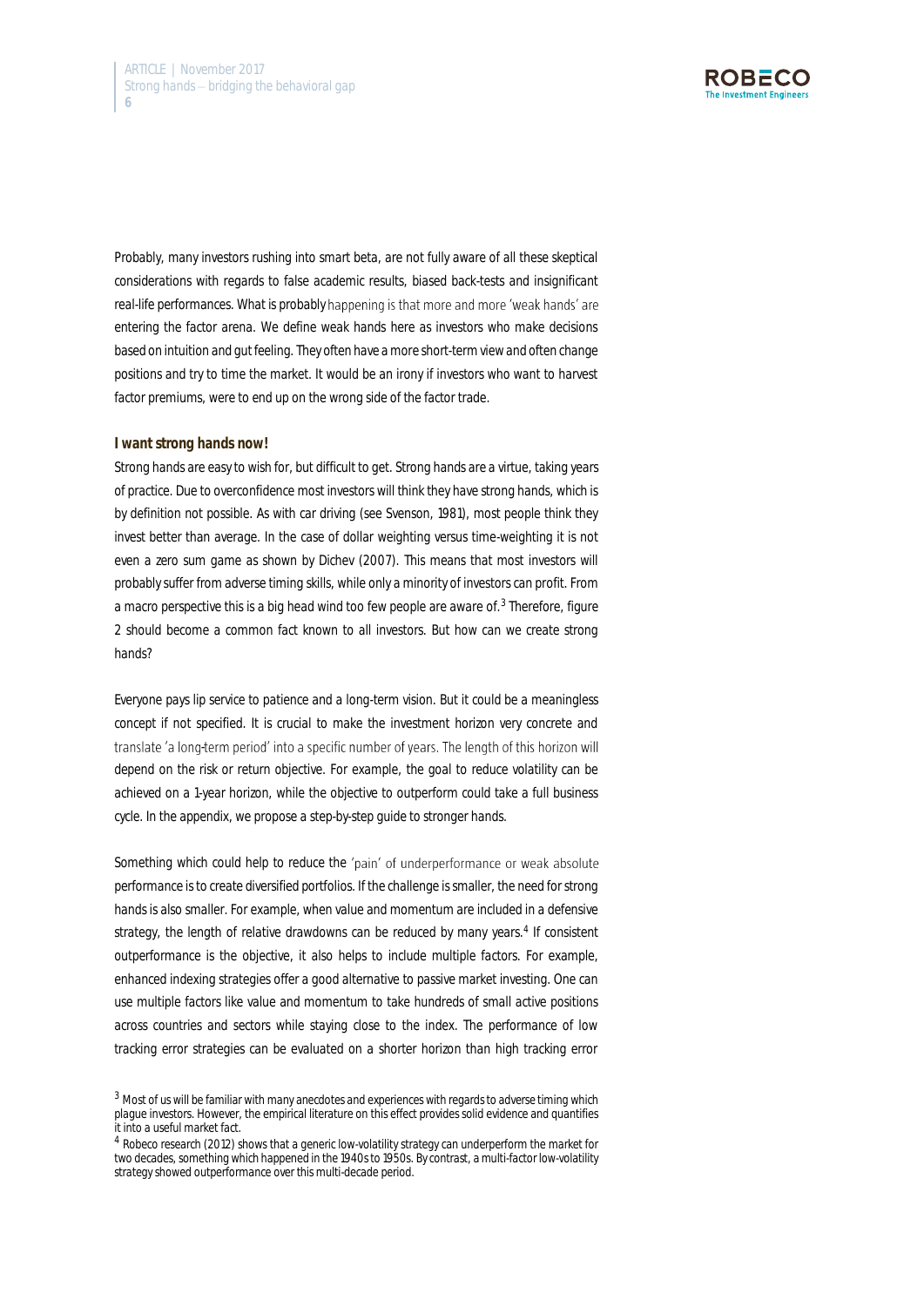Probably, many investors rushing into smart beta, are not fully aware of all these skeptical considerations with regards to false academic results, biased back-tests and insignificant real-life performances. What is probably happening is that more and more 'weak hands' are entering the factor arena. We define weak hands here as investors who make decisions based on intuition and gut feeling. They often have a more short-term view and often change positions and try to time the market. It would be an irony if investors who want to harvest factor premiums, were to end up on the wrong side of the factor trade.

**I want strong hands now!**

Strong hands are easy to wish for, but difficult to get. Strong hands are a virtue, taking years of practice. Due to overconfidence most investors will think they have strong hands, which is by definition not possible. As with car driving (see Svenson, 1981), most people think they invest better than average. In the case of dollar weighting versus time-weighting it is not even a zero sum game as shown by Dichev (2007). This means that most investors will probably suffer from adverse timing skills, while only a minority of investors can profit. From a macro perspective this is a big head wind too few people are aware of.[3] Therefore, figure 2 should become a common fact known to all investors. But how can we create strong hands?

Everyone pays lip service to patience and a long-term vision. But it could be a meaningless concept if not specified. It is crucial to make the investment horizon very concrete and translate 'a long-term period' into a specific number of years. The length of this horizon will depend on the risk or return objective. For example, the goal to reduce volatility can be achieved on a 1-year horizon, while the objective to outperform could take a full business cycle. In the appendix, we propose a step-by-step guide to stronger hands.

Something which could help to reduce the 'pain' of underperformance or weak absolute performance is to create diversified portfolios. If the challenge is smaller, the need for strong hands is also smaller. For example, when value and momentum are included in a defensive strategy, the length of relative drawdowns can be reduced by many years.[4] If consistent outperformance is the objective, it also helps to include multiple factors. For example, enhanced indexing strategies offer a good alternative to passive market investing. One can use multiple factors like value and momentum to take hundreds of small active positions across countries and sectors while staying close to the index. The performance of low tracking error strategies can be evaluated on a shorter horizon than high tracking error

[3] Most of us will be familiar with many anecdotes and experiences with regards to adverse timing which plague investors. However, the empirical literature on this effect provides solid evidence and quantifies it into a useful market fact.

[4] Robeco research (2012) shows that a generic low-volatility strategy can underperform the market for two decades, something which happened in the 1940s to 1950s. By contrast, a multi-factor low-volatility strategy showed outperformance over this multi-decade period.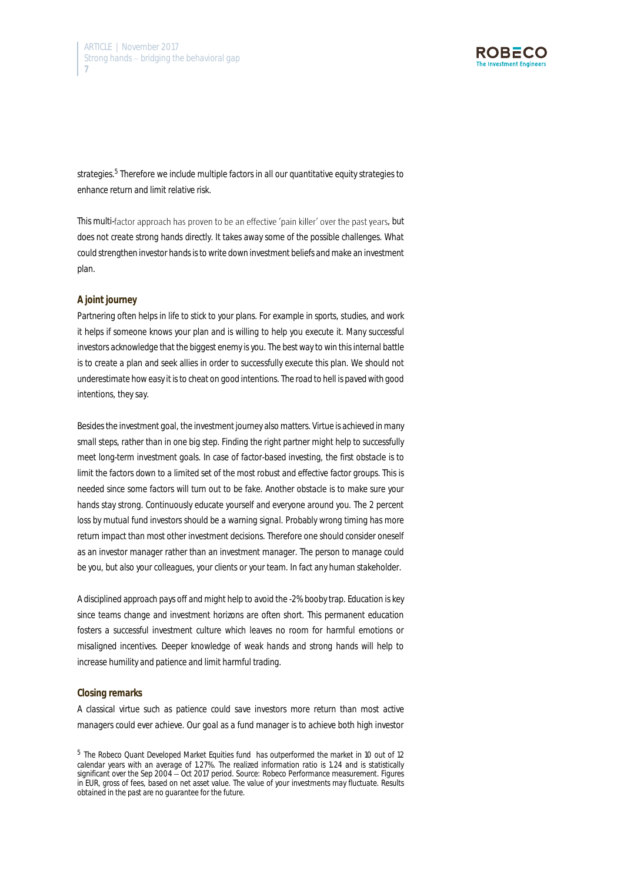strategies.[5] Therefore we include multiple factors in all our quantitative equity strategies to enhance return and limit relative risk.

This multi-factor approach has proven to be an effective 'pain killer' over the past years, but does not create strong hands directly. It takes away some of the possible challenges. What could strengthen investor hands is to write down investment beliefs and make an investment plan.

**A joint journey**

Partnering often helps in life to stick to your plans. For example in sports, studies, and work it helps if someone knows your plan and is willing to help you execute it. Many successful investors acknowledge that the biggest enemy is you. The best way to win this internal battle is to create a plan and seek allies in order to successfully execute this plan. We should not underestimate how easy it is to cheat on good intentions. The road to hell is paved with good intentions, they say.

Besides the investment goal, the investment journey also matters. Virtue is achieved in many small steps, rather than in one big step. Finding the right partner might help to successfully meet long-term investment goals. In case of factor-based investing, the first obstacle is to limit the factors down to a limited set of the most robust and effective factor groups. This is needed since some factors will turn out to be fake. Another obstacle is to make sure your hands stay strong. Continuously educate yourself and everyone around you. The 2 percent loss by mutual fund investors should be a warning signal. Probably wrong timing has more return impact than most other investment decisions. Therefore one should consider oneself as an investor manager rather than an investment manager. The person to manage could be you, but also your colleagues, your clients or your team. In fact any human stakeholder.

A disciplined approach pays off and might help to avoid the -2% booby trap. Education is key since teams change and investment horizons are often short. This permanent education fosters a successful investment culture which leaves no room for harmful emotions or misaligned incentives. Deeper knowledge of weak hands and strong hands will help to increase humility and patience and limit harmful trading.

**Closing remarks**

A classical virtue such as patience could save investors more return than most active managers could ever achieve. Our goal as a fund manager is to achieve both high investor

[5] The Robeco Quant Developed Market Equities fund has outperformed the market in 10 out of 12 calendar years with an average of 1.27%. The realized information ratio is 1.24 and is statistically significant over the Sep 2004 – Oct 2017 period. Source: Robeco Performance measurement. Figures in EUR, gross of fees, based on net asset value. The value of your investments may fluctuate. Results obtained in the past are no guarantee for the future.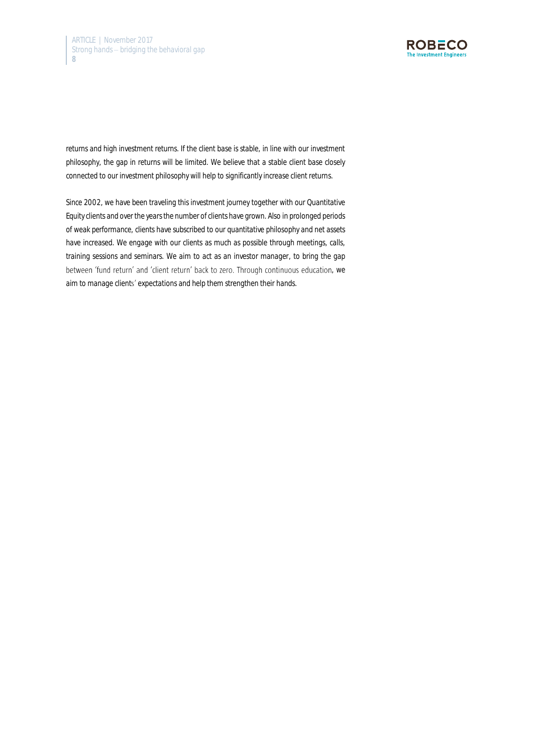returns and high investment returns. If the client base is stable, in line with our investment philosophy, the gap in returns will be limited. We believe that a stable client base closely connected to our investment philosophy will help to significantly increase client returns.

Since 2002, we have been traveling this investment journey together with our Quantitative Equity clients and over the years the number of clients have grown. Also in prolonged periods of weak performance, clients have subscribed to our quantitative philosophy and net assets have increased. We engage with our clients as much as possible through meetings, calls, training sessions and seminars. We aim to act as an investor manager, to bring the gap between 'fund return' and 'client return' back to zero. Through continuous education, we aim to manage clients' expectations and help them strengthen their hands.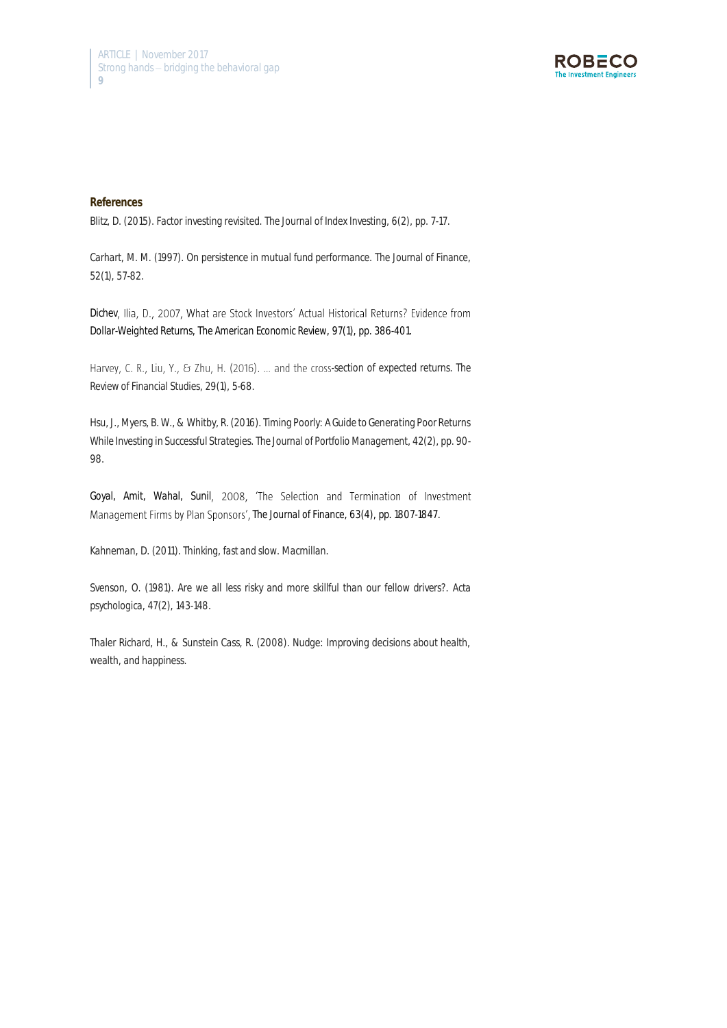**References**

Blitz, D. (2015). Factor investing revisited. The Journal of Index Investing, 6(2), pp. 7-17.

Carhart, M. M. (1997). On persistence in mutual fund performance. The Journal of Finance, 52(1), 57-82.

Dichev, Ilia, D., 2007, What are Stock Investors' Actual Historical Returns? Evidence from Dollar-Weighted Returns, The American Economic Review, 97(1), pp. 386-401.

Harvey, C. R., Liu, Y., & Zhu, H. (2016). … and the cross-section of expected returns. The Review of Financial Studies, 29(1), 5-68.

Hsu, J., Myers, B. W., & Whitby, R. (2016). Timing Poorly: A Guide to Generating Poor Returns While Investing in Successful Strategies. The Journal of Portfolio Management, 42(2), pp. 90-98.

Goyal, Amit, Wahal, Sunil, 2008, 'The Selection and Termination of Investment Management Firms by Plan Sponsors', The Journal of Finance, 63(4), pp. 1807-1847.

Kahneman, D. (2011). Thinking, fast and slow. Macmillan.

Svenson, O. (1981). Are we all less risky and more skillful than our fellow drivers?. Acta psychologica, 47(2), 143-148.

Thaler Richard, H., & Sunstein Cass, R. (2008). Nudge: Improving decisions about health, wealth, and happiness.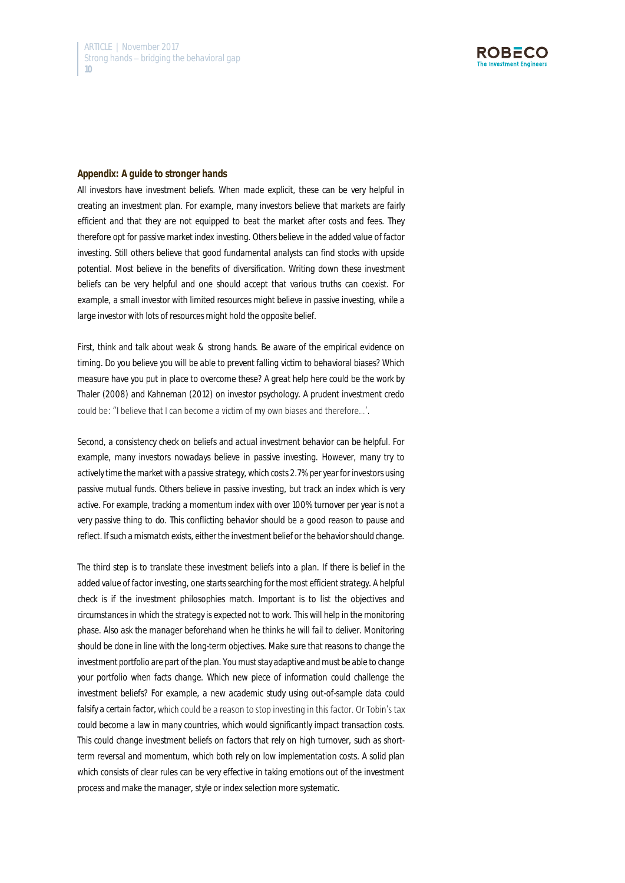**Appendix: A guide to stronger hands**

All investors have investment beliefs. When made explicit, these can be very helpful in creating an investment plan. For example, many investors believe that markets are fairly efficient and that they are not equipped to beat the market after costs and fees. They therefore opt for passive market index investing. Others believe in the added value of factor investing. Still others believe that good fundamental analysts can find stocks with upside potential. Most believe in the benefits of diversification. Writing down these investment beliefs can be very helpful and one should accept that various truths can coexist. For example, a small investor with limited resources might believe in passive investing, while a large investor with lots of resources might hold the opposite belief.

First, think and talk about weak & strong hands. Be aware of the empirical evidence on timing. Do you believe you will be able to prevent falling victim to behavioral biases? Which measure have you put in place to overcome these? A great help here could be the work by Thaler (2008) and Kahneman (2012) on investor psychology. A prudent investment credo could be: "I believe that I can become a victim of my own biases and therefore…'.

Second, a consistency check on beliefs and actual investment behavior can be helpful. For example, many investors nowadays believe in passive investing. However, many try to actively time the market with a passive strategy, which costs 2.7% per year for investors using passive mutual funds. Others believe in passive investing, but track an index which is very active. For example, tracking a momentum index with over 100% turnover per year is not a very passive thing to do. This conflicting behavior should be a good reason to pause and reflect. If such a mismatch exists, either the investment belief or the behavior should change.

The third step is to translate these investment beliefs into a plan. If there is belief in the added value of factor investing, one starts searching for the most efficient strategy. A helpful check is if the investment philosophies match. Important is to list the objectives and circumstances in which the strategy is expected not to work. This will help in the monitoring phase. Also ask the manager beforehand when he thinks he will fail to deliver. Monitoring should be done in line with the long-term objectives. Make sure that reasons to change the investment portfolio are part of the plan. You must stay adaptive and must be able to change your portfolio when facts change. Which new piece of information could challenge the investment beliefs? For example, a new academic study using out-of-sample data could falsify a certain factor, which could be a reason to stop investing in this factor. Or Tobin's tax could become a law in many countries, which would significantly impact transaction costs. This could change investment beliefs on factors that rely on high turnover, such as short-term reversal and momentum, which both rely on low implementation costs. A solid plan which consists of clear rules can be very effective in taking emotions out of the investment process and make the manager, style or index selection more systematic.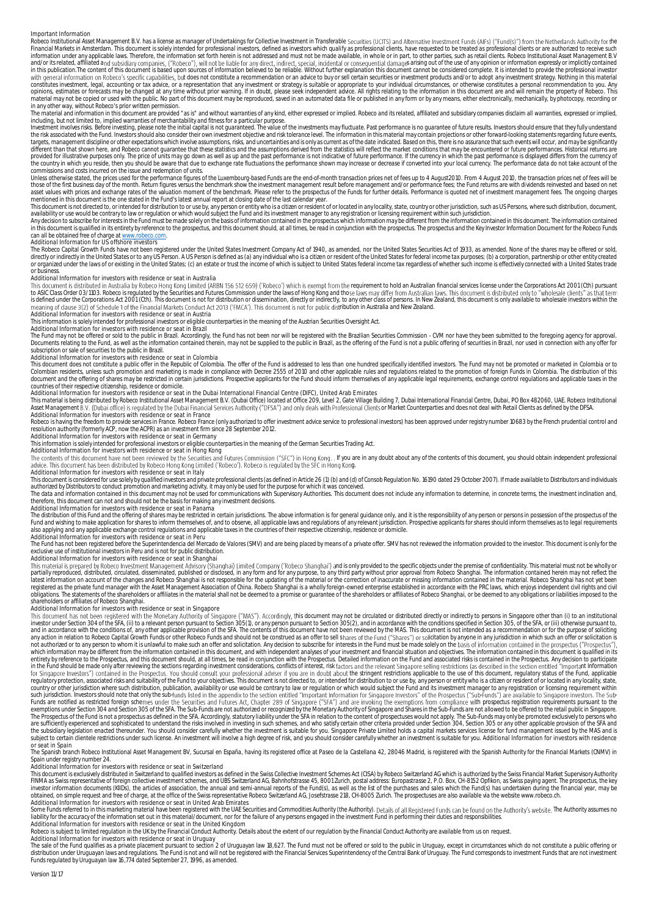Important Information

Robeco Institutional Asset Management B.V. has a license as manager of Undertakings for Collective Investment in Transferable Securities (UCITS) and Alternative Investment Funds (AIFs) ("Fund(s)") from the Netherlands Authority for the Financial Markets in Amsterdam. This document is solely intended for professional investors, defined as investors which qualify as professional clients, have requested to be treated as professional clients or are authorized to receive such information under any applicable laws. Therefore, the information set forth herein is not addressed and must not be made available, in whole or in part, to other parties, such as retail clients. Robeco Institutional Asset Management B.V and/or its related, affiliated and subsidiary companies, ("Robeco"), will not be liable for any direct, indirect, special, incidental or consequential damages arising out of the use of any opinion or information expressly or implicitly contained in this publication. The content of this document is based upon sources of information believed to be reliable. Without further explanation this document cannot be considered complete. It is intended to provide the professional investor with general information on Robeco's specific capabilities, but does not constitute a recommendation or an advice to buy or sell certain securities or investment products and/or to adopt any investment strategy. Nothing in this material constitutes investment, legal, accounting or tax advice, or a representation that any investment or strategy is suitable or appropriate to your individual circumstances, or otherwise constitutes a personal recommendation to you. Any opinions, estimates or forecasts may be changed at any time without prior warning. If in doubt, please seek independent advice. All rights relating to the information in this document are and will remain the property of Robeco. This material may not be copied or used with the public. No part of this document may be reproduced, saved in an automated data file or published in any form or by any means, either electronically, mechanically, by photocopy, recording or in any other way, without Robeco's prior written permission.

The material and information in this document are provided "as is" and without warranties of any kind, either expressed or implied. Robeco and its related, affiliated and subsidiary companies disclaim all warranties, expressed or implied, including, but not limited to, implied warranties of merchantability and fitness for a particular purpose.

Investment involves risks. Before investing, please note the initial capital is not guaranteed. The value of the investments may fluctuate. Past performance is no guarantee of future results. Investors should ensure that they fully understand the risk associated with the Fund. Investors should also consider their own investment objective and risk tolerance level. The information in this material may contain projections or other forward-looking statements regarding future events, targets, management discipline or other expectations which involve assumptions, risks, and uncertainties and is only as current as of the date indicated. Based on this, there is no assurance that such events will occur, and may be significantly different than that shown here, and Robeco cannot guarantee that these statistics and the assumptions derived from the statistics will reflect the market conditions that may be encountered or future performances. Historical returns are provided for illustrative purposes only. The price of units may go down as well as up and the past performance is not indicative of future performance. If the currency in which the past performance is displayed differs from the currency of the country in which you reside, then you should be aware that due to exchange rate fluctuations the performance shown may increase or decrease if converted into your local currency. The performance data do not take account of the commissions and costs incurred on the issue and redemption of units.

Unless otherwise stated, the prices used for the performance figures of the Luxembourg-based Funds are the end-of-month transaction prices net of fees up to 4 August2010. From 4 August 2010, the transaction prices net of fees will be those of the first business day of the month. Return figures versus the benchmark show the investment management result before management and/or performance fees; the Fund returns are with dividends reinvested and based on net asset values with prices and exchange rates of the valuation moment of the benchmark. Please refer to the prospectus of the Funds for further details. Performance is quoted net of investment management fees. The ongoing charges mentioned in this document is the one stated in the Fund's latest annual report at closing date of the last calendar year.

This document is not directed to, or intended for distribution to or use by any person or entity who is a citizen or resident of or located in any locality, state, country or other jurisdiction, such as US Persons, where such distribution, document, availability or use would be contrary to law or regulation or which would subject the Fund and its investment manager to any registration or licensing requirement within such jurisdiction.

Any decision to subscribe for interests in the Fund must be made solely on the basis of information contained in the prospectus which information may be different from the information contained in this document. The information contained in this document is qualified in its entirety by reference to the prospectus, and this document should, at all times, be read in conjunction with the prospectus. The prospectus and the Key Investor Information Document for the Robeco Funds can all be obtained free of charge at www.robeco.com.

Additional Information for US offshore investors

The Robeco Capital Growth Funds have not been registered under the United States Investment Company Act of 1940, as amended, nor the United States Securities Act of 1933, as amended. None of the shares may be offered or sold, directly or indirectly in the United States or to any US Person. A US Person is defined as (a) any individual who is a citizen or resident of the United States for federal income tax purposes; (b) a corporation, partnership or other entity created or organized under the laws of or existing in the United States; (c) an estate or trust the income of which is subject to United States federal income tax regardless of whether such income is effectively connected with a United States trade or business.

Additional Information for investors with residence or seat in Australia

This document is distributed in Australia by Robeco Hong Kong Limited (ARBN 156 512 659) ('Robeco') which is exempt from the requirement to hold an Australian financial services license under the Corporations Act 2001 (Cth) pursuant to ASIC Class Order 03/1103. Robeco is regulated by the Securities and Futures Commission under the laws of Hong Kong and those laws may differ from Australian laws. This document is distributed only to "wholesale clients" as that term is defined under the Corporations Act 2001 (Cth). This document is not for distribution or dissemination, directly or indirectly, to any other class of persons. In New Zealand, this document is only available to wholesale investors within the meaning of clause 3(2) of Schedule 1 of the Financial Markets Conduct Act 2013 ('FMCA'). This document is not for public distribution in Australia and New Zealand.

Additional Information for investors with residence or seat in Austria

This information is solely intended for professional investors or eligible counterparties in the meaning of the Austrian Securities Oversight Act.

Additional Information for investors with residence or seat in Brazil

The Fund may not be offered or sold to the public in Brazil. Accordingly, the Fund has not been nor will be registered with the Brazilian Securities Commission - CVM nor have they been submitted to the foregoing agency for approval. Documents relating to the Fund, as well as the information contained therein, may not be supplied to the public in Brazil, as the offering of the Fund is not a public offering of securities in Brazil, nor used in connection with any offer for subscription or sale of securities to the public in Brazil.

Additional Information for investors with residence or seat in Colombia

This document does not constitute a public offer in the Republic of Colombia. The offer of the Fund is addressed to less than one hundred specifically identified investors. The Fund may not be promoted or marketed in Colombia or to Colombian residents, unless such promotion and marketing is made in compliance with Decree 2555 of 2010 and other applicable rules and regulations related to the promotion of foreign Funds in Colombia. The distribution of this document and the offering of shares may be restricted in certain jurisdictions. Prospective applicants for the Fund should inform themselves of any applicable legal requirements, exchange control regulations and applicable taxes in the countries of their respective citizenship, residence or domicile.

Additional Information for investors with residence or seat in the Dubai International Financial Centre (DIFC), United Arab Emirates

This material is being distributed by Robeco Institutional Asset Management B.V. (Dubai Office) located at Office 209, Level 2, Gate Village Building 7, Dubai International Financial Centre, Dubai, PO Box 482060, UAE. Robeco Institutional Asset Management B.V. (Dubai office) is regulated by the Dubai Financial Services Authority ("DFSA") and only deals with Professional Clients or Market Counterparties and does not deal with Retail Clients as defined by the DFSA.

Additional Information for investors with residence or seat in France

Robeco is having the freedom to provide services in France. Robeco France (only authorized to offer investment advice service to professional investors) has been approved under registry number 10683 by the French prudential control and resolution authority (formerly ACP, now the ACPR) as an investment firm since 28 September 2012.

Additional Information for investors with residence or seat in Germany

This information is solely intended for professional investors or eligible counterparties in the meaning of the German Securities Trading Act.

Additional Information for investors with residence or seat in Hong Kong

The contents of this document have not been reviewed by the Securities and Futures Commission ("SFC") in Hong Kong. . If you are in any doubt about any of the contents of this document, you should obtain independent professional advice. This document has been distributed by Robeco Hong Kong Limited ('Robeco'). Robeco is regulated by the SFC in Hong Kong.

Additional Information for investors with residence or seat in Italy

This document is considered for use solely by qualified investors and private professional clients (as defined in Article 26 (1) (b) and (d) of Consob Regulation No. 16190 dated 29 October 2007). If made available to Distributors and individuals authorized by Distributors to conduct promotion and marketing activity, it may only be used for the purpose for which it was conceived.

The data and information contained in this document may not be used for communications with Supervisory Authorities. This document does not include any information to determine, in concrete terms, the investment inclination and, therefore, this document can not and should not be the basis for making any investment decisions.

Additional Information for investors with residence or seat in Panama

The distribution of this Fund and the offering of shares may be restricted in certain jurisdictions. The above information is for general guidance only, and it is the responsibility of any person or persons in possession of the prospectus of the Fund and wishing to make application for shares to inform themselves of, and to observe, all applicable laws and regulations of any relevant jurisdiction. Prospective applicants for shares should inform themselves as to legal requirements also applying and any applicable exchange control regulations and applicable taxes in the countries of their respective citizenship, residence or domicile.

Additional Information for investors with residence or seat in Peru

The Fund has not been registered before the Superintendencia del Mercado de Valores (SMV) and are being placed by means of a private offer. SMV has not reviewed the information provided to the investor. This document is only for the exclusive use of institutional investors in Peru and is not for public distribution.

Additional Information for investors with residence or seat in Shanghai

This material is prepared by Robeco Investment Management Advisory (Shanghai) Limited Company ('Robeco Shanghai') and is only provided to the specific objects under the premise of confidentiality. This material must not be wholly or partially reproduced, distributed, circulated, disseminated, published or disclosed, in any form and for any purpose, to any third party without prior approval from Robeco Shanghai. The information contained herein may not reflect the latest information on account of the changes and Robeco Shanghai is not responsible for the updating of the material or the correction of inaccurate or missing information contained in the material. Robeco Shanghai has not yet been registered as the private fund manager with the Asset Management Association of China. Robeco Shanghai is a wholly foreign-owned enterprise established in accordance with the PRC laws, which enjoys independent civil rights and civil obligations. The statements of the shareholders or affiliates in the material shall not be deemed to a promise or guarantee of the shareholders or affiliates of Robeco Shanghai, or be deemed to any obligations or liabilities imposed to the shareholders or affiliates of Robeco Shanghai.

Additional Information for investors with residence or seat in Singapore

This document has not been registered with the Monetary Authority of Singapore ("MAS"). Accordingly, this document may not be circulated or distributed directly or indirectly to persons in Singapore other than (i) to an institutional investor under Section 304 of the SFA, (ii) to a relevant person pursuant to Section 305(1), or any person pursuant to Section 305(2), and in accordance with the conditions specified in Section 305, of the SFA, or (iii) otherwise pursuant to, and in accordance with the conditions of, any other applicable provision of the SFA. The contents of this document have not been reviewed by the MAS. This document is not intended as a recommendation or for the purpose of soliciting any action in relation to Robeco Capital Growth Funds or other Robeco Funds and should not be construed as an offer to sell shares of the Fund ("Shares") or solicitation by anyone in any jurisdiction in which such an offer or solicitation is not authorized or to any person to whom it is unlawful to make such an offer and solicitation. Any decision to subscribe for interests in the Fund must be made solely on the basis of information contained in the prospectus ("Prospectus"), which information may be different from the information contained in this document, and with independent analyses of your investment and financial situation and objectives. The information contained in this document is qualified in its entirety by reference to the Prospectus, and this document should, at all times, be read in conjunction with the Prospectus. Detailed information on the Fund and associated risks is contained in the Prospectus. Any decision to participate in the Fund should be made only after reviewing the sections regarding investment considerations, conflicts of interest, risk factors and the relevant Singapore selling restrictions (as described in the section entitled "Important Information for Singapore Investors") contained in the Prospectus. You should consult your professional adviser if you are in doubt about the stringent restrictions applicable to the use of this document, regulatory status of the Fund, applicable regulatory protection, associated risks and suitability of the Fund to your objectives. This document is not directed to, or intended for distribution to or use by, any person or entity who is a citizen or resident of or located in any locality, state, country or other jurisdiction where such distribution, publication, availability or use would be contrary to law or regulation or which would subject the Fund and its investment manager to any registration or licensing requirement within such jurisdiction. Investors should note that only the sub-funds listed in the appendix to the section entitled "Important Information for Singapore Investors" of the Prospectus ("Sub-Funds") are available to Singapore investors. The Sub-Funds are notified as restricted foreign schemes under the Securities and Futures Act, Chapter 289 of Singapore ("SFA") and are invoking the exemptions from compliance with prospectus registration requirements pursuant to the exemptions under Section 304 and Section 305 of the SFA. The Sub-Funds are not authorized or recognized by the Monetary Authority of Singapore and Shares in the Sub-Funds are not allowed to be offered to the retail public in Singapore. The Prospectus of the Fund is not a prospectus as defined in the SFA. Accordingly, statutory liability under the SFA in relation to the content of prospectuses would not apply. The Sub-Funds may only be promoted exclusively to persons who are sufficiently experienced and sophisticated to understand the risks involved in investing in such schemes, and who satisfy certain other criteria provided under Section 304, Section 305 or any other applicable provision of the SFA and the subsidiary legislation enacted thereunder. You should consider carefully whether the investment is suitable for you. Singapore Private Limited holds a capital markets services license for fund management issued by the MAS and is subject to certain clientele restrictions under such license. An investment will involve a high degree of risk, and you should consider carefully whether an investment is suitable for you. Additional Information for investors with residence or seat in Spain

The Spanish branch Robeco Institutional Asset Management BV, Sucursal en España, having its registered office at Paseo de la Castellana 42, 28046 Madrid, is registered with the Spanish Authority for the Financial Markets (CNMV) in Spain under registry number 24.

Additional Information for investors with residence or seat in Switzerland

This document is exclusively distributed in Switzerland to qualified investors as defined in the Swiss Collective Investment Schemes Act (CISA) by Robeco Switzerland AG which is authorized by the Swiss Financial Market Supervisory Authority FINMA as Swiss representative of foreign collective investment schemes, and UBS Switzerland AG, Bahnhofstrasse 45, 8001 Zurich, postal address: Europastrasse 2, P.O. Box, CH-8152 Opfikon, as Swiss paying agent. The prospectus, the key investor information documents (KIIDs), the articles of association, the annual and semi-annual reports of the Fund(s), as well as the list of the purchases and sales which the Fund(s) has undertaken during the financial year, may be obtained, on simple request and free of charge, at the office of the Swiss representative Robeco Switzerland AG, Josefstrasse 218, CH-8005 Zurich. The prospectuses are also available via the website www.robeco.ch.

Additional Information for investors with residence or seat in United Arab Emirates

Some Funds referred to in this marketing material have been registered with the UAE Securities and Commodities Authority (the Authority). Details of all Registered Funds can be found on the Authority's website. The Authority assumes no liability for the accuracy of the information set out in this material/document, nor for the failure of any persons engaged in the investment Fund in performing their duties and responsibilities.

Additional Information for investors with residence or seat in the United Kingdom

Robeco is subject to limited regulation in the UK by the Financial Conduct Authority. Details about the extent of our regulation by the Financial Conduct Authority are available from us on request.

Additional Information for investors with residence or seat in Uruguay

The sale of the Fund qualifies as a private placement pursuant to section 2 of Uruguayan law 18,627. The Fund must not be offered or sold to the public in Uruguay, except in circumstances which do not constitute a public offering or distribution under Uruguayan laws and regulations. The Fund is not and will not be registered with the Financial Services Superintendency of the Central Bank of Uruguay. The Fund corresponds to investment Funds that are not investment Funds regulated by Uruguayan law 16,774 dated September 27, 1996, as amended.

Version 11/17